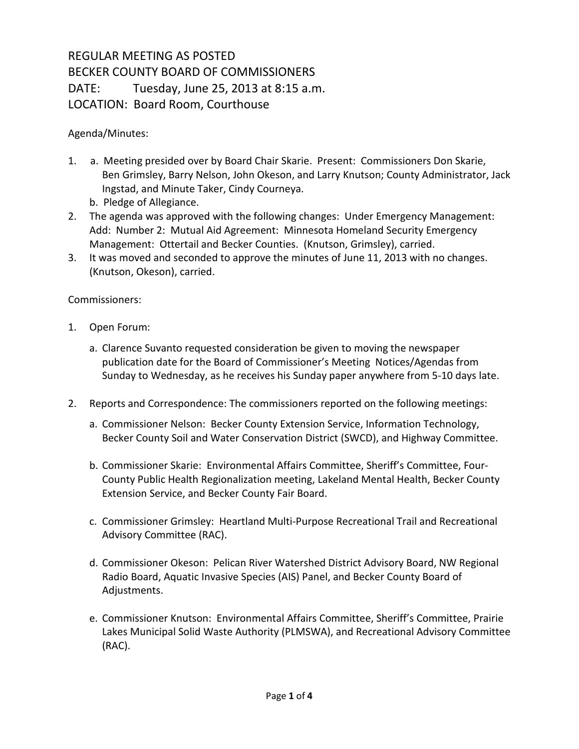# REGULAR MEETING AS POSTED
# BECKER COUNTY BOARD OF COMMISSIONERS
# DATE: Tuesday, June 25, 2013 at 8:15 a.m.
# LOCATION: Board Room, Courthouse

Agenda/Minutes:

1. a. Meeting presided over by Board Chair Skarie. Present: Commissioners Don Skarie, Ben Grimsley, Barry Nelson, John Okeson, and Larry Knutson; County Administrator, Jack Ingstad, and Minute Taker, Cindy Courneya.
   b. Pledge of Allegiance.
2. The agenda was approved with the following changes: Under Emergency Management: Add: Number 2: Mutual Aid Agreement: Minnesota Homeland Security Emergency Management: Ottertail and Becker Counties. (Knutson, Grimsley), carried.
3. It was moved and seconded to approve the minutes of June 11, 2013 with no changes. (Knutson, Okeson), carried.

Commissioners:

1. Open Forum:
   a. Clarence Suvanto requested consideration be given to moving the newspaper publication date for the Board of Commissioner's Meeting Notices/Agendas from Sunday to Wednesday, as he receives his Sunday paper anywhere from 5-10 days late.
2. Reports and Correspondence: The commissioners reported on the following meetings:
   a. Commissioner Nelson: Becker County Extension Service, Information Technology, Becker County Soil and Water Conservation District (SWCD), and Highway Committee.
   b. Commissioner Skarie: Environmental Affairs Committee, Sheriff's Committee, Four-County Public Health Regionalization meeting, Lakeland Mental Health, Becker County Extension Service, and Becker County Fair Board.
   c. Commissioner Grimsley: Heartland Multi-Purpose Recreational Trail and Recreational Advisory Committee (RAC).
   d. Commissioner Okeson: Pelican River Watershed District Advisory Board, NW Regional Radio Board, Aquatic Invasive Species (AIS) Panel, and Becker County Board of Adjustments.
   e. Commissioner Knutson: Environmental Affairs Committee, Sheriff's Committee, Prairie Lakes Municipal Solid Waste Authority (PLMSWA), and Recreational Advisory Committee (RAC).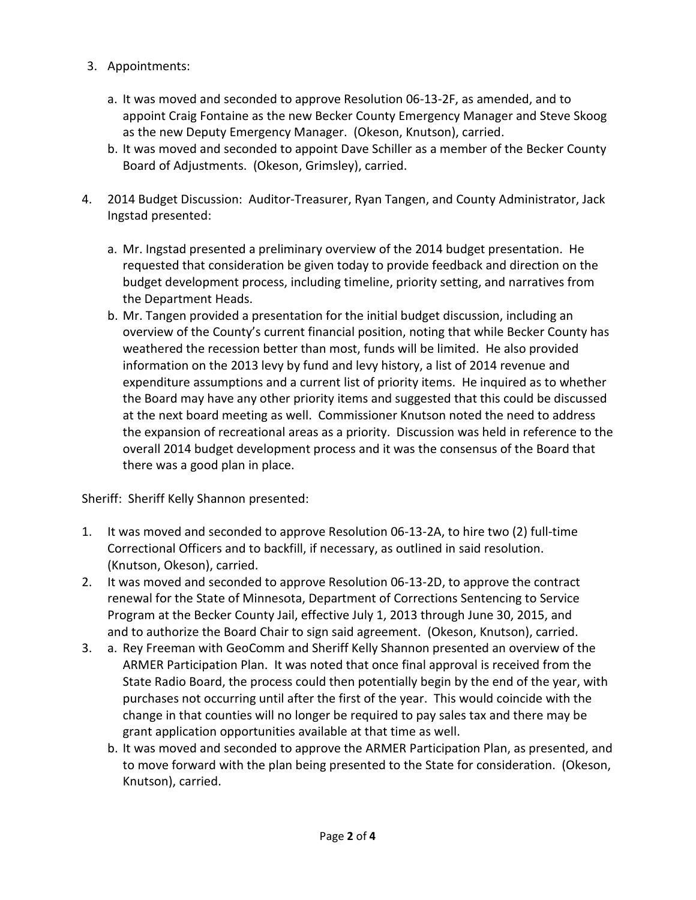3. Appointments:

   a. It was moved and seconded to approve Resolution 06-13-2F, as amended, and to appoint Craig Fontaine as the new Becker County Emergency Manager and Steve Skoog as the new Deputy Emergency Manager. (Okeson, Knutson), carried.
   
   b. It was moved and seconded to appoint Dave Schiller as a member of the Becker County Board of Adjustments. (Okeson, Grimsley), carried.

4. 2014 Budget Discussion: Auditor-Treasurer, Ryan Tangen, and County Administrator, Jack Ingstad presented:

   a. Mr. Ingstad presented a preliminary overview of the 2014 budget presentation. He requested that consideration be given today to provide feedback and direction on the budget development process, including timeline, priority setting, and narratives from the Department Heads.
   
   b. Mr. Tangen provided a presentation for the initial budget discussion, including an overview of the County's current financial position, noting that while Becker County has weathered the recession better than most, funds will be limited. He also provided information on the 2013 levy by fund and levy history, a list of 2014 revenue and expenditure assumptions and a current list of priority items. He inquired as to whether the Board may have any other priority items and suggested that this could be discussed at the next board meeting as well. Commissioner Knutson noted the need to address the expansion of recreational areas as a priority. Discussion was held in reference to the overall 2014 budget development process and it was the consensus of the Board that there was a good plan in place.

Sheriff: Sheriff Kelly Shannon presented:

1. It was moved and seconded to approve Resolution 06-13-2A, to hire two (2) full-time Correctional Officers and to backfill, if necessary, as outlined in said resolution. (Knutson, Okeson), carried.
2. It was moved and seconded to approve Resolution 06-13-2D, to approve the contract renewal for the State of Minnesota, Department of Corrections Sentencing to Service Program at the Becker County Jail, effective July 1, 2013 through June 30, 2015, and and to authorize the Board Chair to sign said agreement. (Okeson, Knutson), carried.
3. a. Rey Freeman with GeoComm and Sheriff Kelly Shannon presented an overview of the ARMER Participation Plan. It was noted that once final approval is received from the State Radio Board, the process could then potentially begin by the end of the year, with purchases not occurring until after the first of the year. This would coincide with the change in that counties will no longer be required to pay sales tax and there may be grant application opportunities available at that time as well.
   
   b. It was moved and seconded to approve the ARMER Participation Plan, as presented, and to move forward with the plan being presented to the State for consideration. (Okeson, Knutson), carried.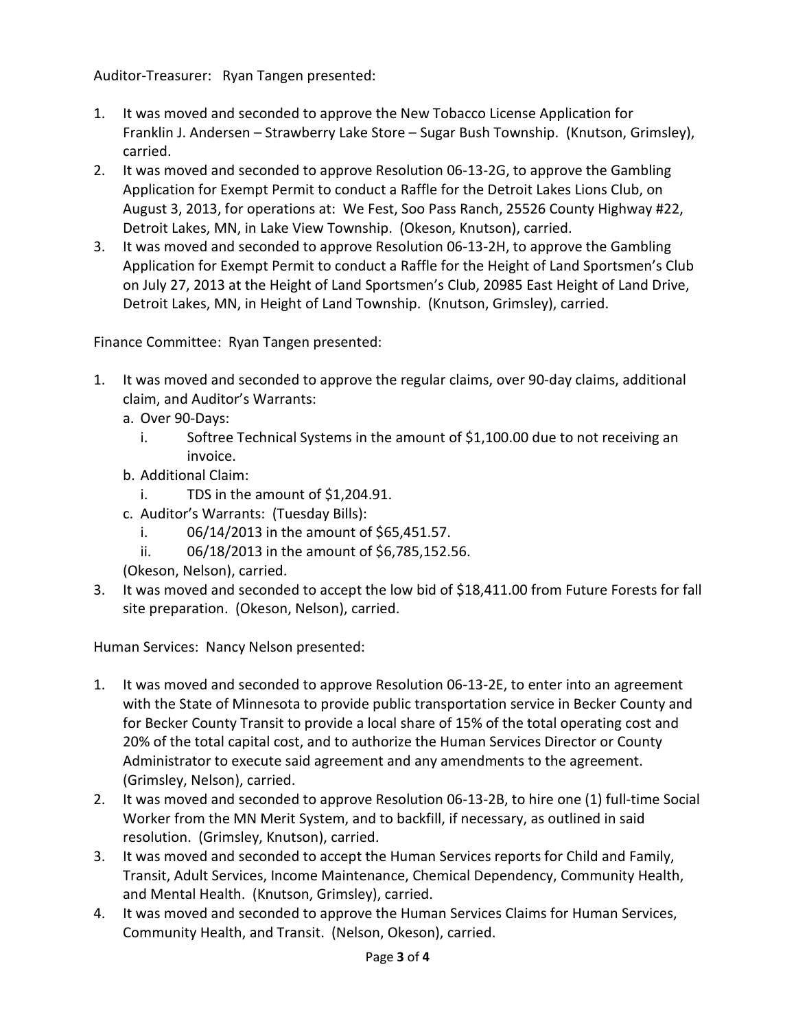Auditor-Treasurer: Ryan Tangen presented:

1. It was moved and seconded to approve the New Tobacco License Application for Franklin J. Andersen – Strawberry Lake Store – Sugar Bush Township. (Knutson, Grimsley), carried.
2. It was moved and seconded to approve Resolution 06-13-2G, to approve the Gambling Application for Exempt Permit to conduct a Raffle for the Detroit Lakes Lions Club, on August 3, 2013, for operations at: We Fest, Soo Pass Ranch, 25526 County Highway #22, Detroit Lakes, MN, in Lake View Township. (Okeson, Knutson), carried.
3. It was moved and seconded to approve Resolution 06-13-2H, to approve the Gambling Application for Exempt Permit to conduct a Raffle for the Height of Land Sportsmen's Club on July 27, 2013 at the Height of Land Sportsmen's Club, 20985 East Height of Land Drive, Detroit Lakes, MN, in Height of Land Township. (Knutson, Grimsley), carried.

Finance Committee: Ryan Tangen presented:

1. It was moved and seconded to approve the regular claims, over 90-day claims, additional claim, and Auditor's Warrants:
   a. Over 90-Days:
      i. Softree Technical Systems in the amount of $1,100.00 due to not receiving an invoice.
   b. Additional Claim:
      i. TDS in the amount of $1,204.91.
   c. Auditor's Warrants: (Tuesday Bills):
      i. 06/14/2013 in the amount of $65,451.57.
      ii. 06/18/2013 in the amount of $6,785,152.56.

   (Okeson, Nelson), carried.
3. It was moved and seconded to accept the low bid of $18,411.00 from Future Forests for fall site preparation. (Okeson, Nelson), carried.

Human Services: Nancy Nelson presented:

1. It was moved and seconded to approve Resolution 06-13-2E, to enter into an agreement with the State of Minnesota to provide public transportation service in Becker County and for Becker County Transit to provide a local share of 15% of the total operating cost and 20% of the total capital cost, and to authorize the Human Services Director or County Administrator to execute said agreement and any amendments to the agreement. (Grimsley, Nelson), carried.
2. It was moved and seconded to approve Resolution 06-13-2B, to hire one (1) full-time Social Worker from the MN Merit System, and to backfill, if necessary, as outlined in said resolution. (Grimsley, Knutson), carried.
3. It was moved and seconded to accept the Human Services reports for Child and Family, Transit, Adult Services, Income Maintenance, Chemical Dependency, Community Health, and Mental Health. (Knutson, Grimsley), carried.
4. It was moved and seconded to approve the Human Services Claims for Human Services, Community Health, and Transit. (Nelson, Okeson), carried.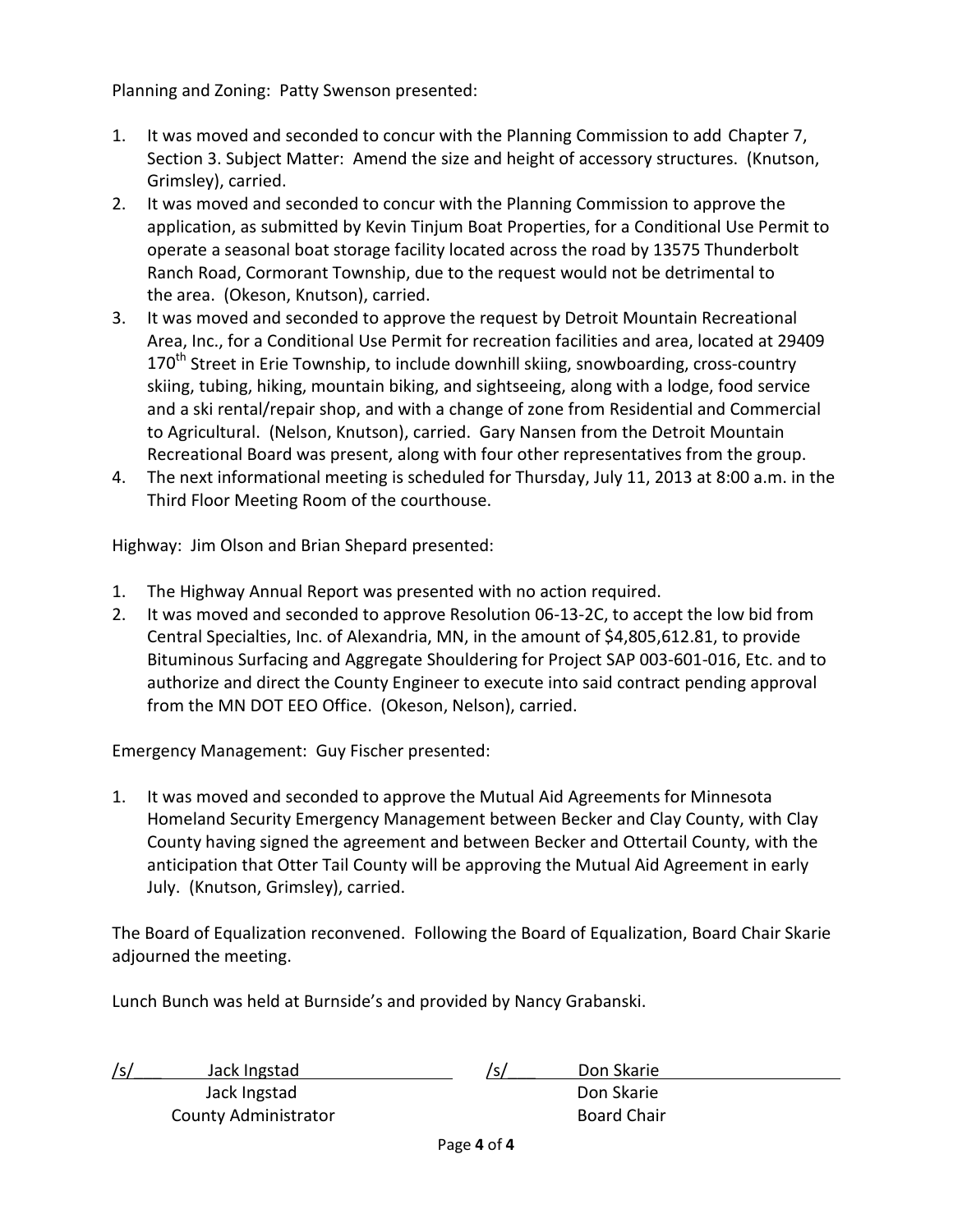Planning and Zoning: Patty Swenson presented:

1. It was moved and seconded to concur with the Planning Commission to add Chapter 7, Section 3. Subject Matter: Amend the size and height of accessory structures. (Knutson, Grimsley), carried.
2. It was moved and seconded to concur with the Planning Commission to approve the application, as submitted by Kevin Tinjum Boat Properties, for a Conditional Use Permit to operate a seasonal boat storage facility located across the road by 13575 Thunderbolt Ranch Road, Cormorant Township, due to the request would not be detrimental to the area. (Okeson, Knutson), carried.
3. It was moved and seconded to approve the request by Detroit Mountain Recreational Area, Inc., for a Conditional Use Permit for recreation facilities and area, located at 29409 170th Street in Erie Township, to include downhill skiing, snowboarding, cross-country skiing, tubing, hiking, mountain biking, and sightseeing, along with a lodge, food service and a ski rental/repair shop, and with a change of zone from Residential and Commercial to Agricultural. (Nelson, Knutson), carried. Gary Nansen from the Detroit Mountain Recreational Board was present, along with four other representatives from the group.
4. The next informational meeting is scheduled for Thursday, July 11, 2013 at 8:00 a.m. in the Third Floor Meeting Room of the courthouse.

Highway: Jim Olson and Brian Shepard presented:

1. The Highway Annual Report was presented with no action required.
2. It was moved and seconded to approve Resolution 06-13-2C, to accept the low bid from Central Specialties, Inc. of Alexandria, MN, in the amount of $4,805,612.81, to provide Bituminous Surfacing and Aggregate Shouldering for Project SAP 003-601-016, Etc. and to authorize and direct the County Engineer to execute into said contract pending approval from the MN DOT EEO Office. (Okeson, Nelson), carried.

Emergency Management: Guy Fischer presented:

1. It was moved and seconded to approve the Mutual Aid Agreements for Minnesota Homeland Security Emergency Management between Becker and Clay County, with Clay County having signed the agreement and between Becker and Ottertail County, with the anticipation that Otter Tail County will be approving the Mutual Aid Agreement in early July. (Knutson, Grimsley), carried.

The Board of Equalization reconvened. Following the Board of Equalization, Board Chair Skarie adjourned the meeting.

Lunch Bunch was held at Burnside's and provided by Nancy Grabanski.

| | |
|---|---|
| /s/___ Jack Ingstad | /s/___ Don Skarie |
| Jack Ingstad | Don Skarie |
| County Administrator | Board Chair |